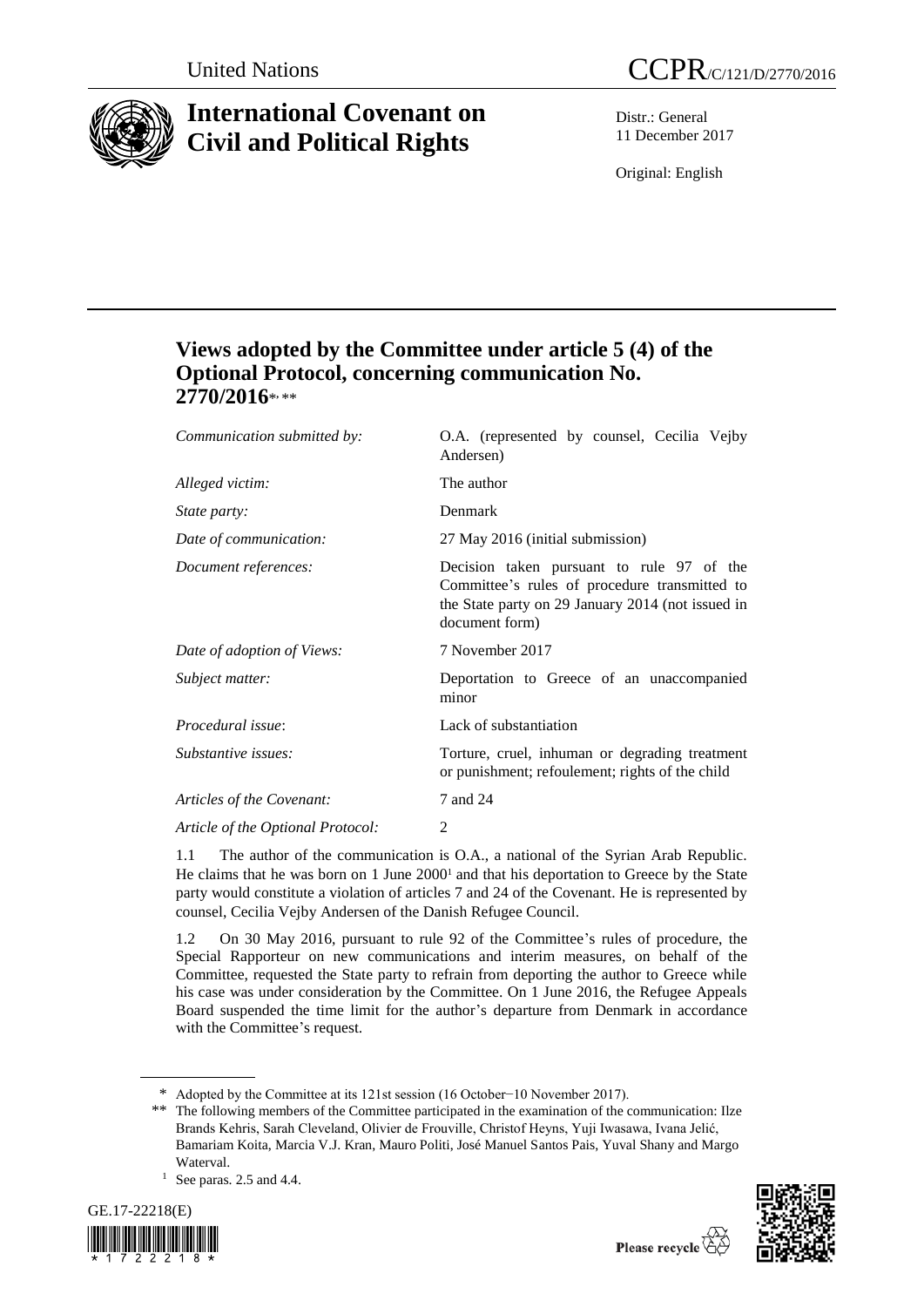United Nations CCPR/C/121/D/2770/2016

# International Covenant on Civil and Political Rights

Distr.: General
11 December 2017

Original: English

## Views adopted by the Committee under article 5 (4) of the Optional Protocol, concerning communication No. 2770/2016*, **

| | |
|---|---|
| *Communication submitted by:* | O.A. (represented by counsel, Cecilia Vejby Andersen) |
| *Alleged victim:* | The author |
| *State party:* | Denmark |
| *Date of communication:* | 27 May 2016 (initial submission) |
| *Document references:* | Decision taken pursuant to rule 97 of the Committee's rules of procedure transmitted to the State party on 29 January 2014 (not issued in document form) |
| *Date of adoption of Views:* | 7 November 2017 |
| *Subject matter:* | Deportation to Greece of an unaccompanied minor |
| *Procedural issue*: | Lack of substantiation |
| *Substantive issues:* | Torture, cruel, inhuman or degrading treatment or punishment; refoulement; rights of the child |
| *Articles of the Covenant:* | 7 and 24 |
| *Article of the Optional Protocol:* | 2 |

1.1 The author of the communication is O.A., a national of the Syrian Arab Republic. He claims that he was born on 1 June 2000[1] and that his deportation to Greece by the State party would constitute a violation of articles 7 and 24 of the Covenant. He is represented by counsel, Cecilia Vejby Andersen of the Danish Refugee Council.

1.2 On 30 May 2016, pursuant to rule 92 of the Committee's rules of procedure, the Special Rapporteur on new communications and interim measures, on behalf of the Committee, requested the State party to refrain from deporting the author to Greece while his case was under consideration by the Committee. On 1 June 2016, the Refugee Appeals Board suspended the time limit for the author's departure from Denmark in accordance with the Committee's request.

---

\* Adopted by the Committee at its 121st session (16 October−10 November 2017).

\*\* The following members of the Committee participated in the examination of the communication: Ilze Brands Kehris, Sarah Cleveland, Olivier de Frouville, Christof Heyns, Yuji Iwasawa, Ivana Jelić, Bamariam Koita, Marcia V.J. Kran, Mauro Politi, José Manuel Santos Pais, Yuval Shany and Margo Waterval.

[1] See paras. 2.5 and 4.4.

GE.17-22218(E)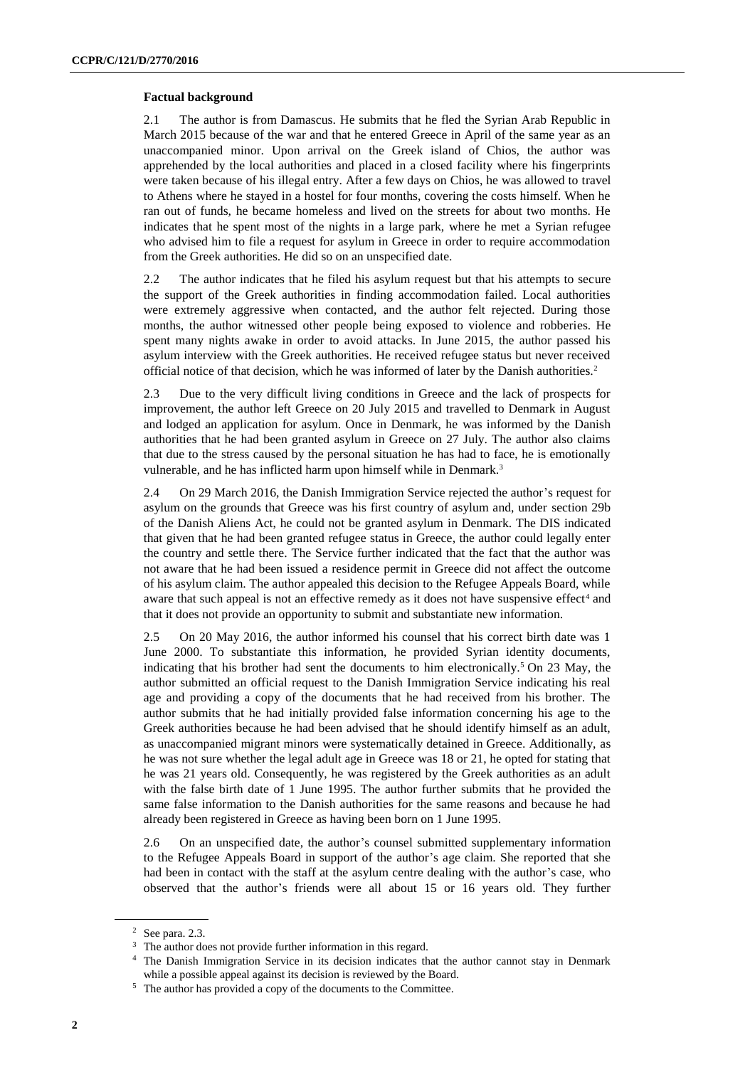### Factual background

2.1 The author is from Damascus. He submits that he fled the Syrian Arab Republic in March 2015 because of the war and that he entered Greece in April of the same year as an unaccompanied minor. Upon arrival on the Greek island of Chios, the author was apprehended by the local authorities and placed in a closed facility where his fingerprints were taken because of his illegal entry. After a few days on Chios, he was allowed to travel to Athens where he stayed in a hostel for four months, covering the costs himself. When he ran out of funds, he became homeless and lived on the streets for about two months. He indicates that he spent most of the nights in a large park, where he met a Syrian refugee who advised him to file a request for asylum in Greece in order to require accommodation from the Greek authorities. He did so on an unspecified date.

2.2 The author indicates that he filed his asylum request but that his attempts to secure the support of the Greek authorities in finding accommodation failed. Local authorities were extremely aggressive when contacted, and the author felt rejected. During those months, the author witnessed other people being exposed to violence and robberies. He spent many nights awake in order to avoid attacks. In June 2015, the author passed his asylum interview with the Greek authorities. He received refugee status but never received official notice of that decision, which he was informed of later by the Danish authorities.[2]

2.3 Due to the very difficult living conditions in Greece and the lack of prospects for improvement, the author left Greece on 20 July 2015 and travelled to Denmark in August and lodged an application for asylum. Once in Denmark, he was informed by the Danish authorities that he had been granted asylum in Greece on 27 July. The author also claims that due to the stress caused by the personal situation he has had to face, he is emotionally vulnerable, and he has inflicted harm upon himself while in Denmark.[3]

2.4 On 29 March 2016, the Danish Immigration Service rejected the author's request for asylum on the grounds that Greece was his first country of asylum and, under section 29b of the Danish Aliens Act, he could not be granted asylum in Denmark. The DIS indicated that given that he had been granted refugee status in Greece, the author could legally enter the country and settle there. The Service further indicated that the fact that the author was not aware that he had been issued a residence permit in Greece did not affect the outcome of his asylum claim. The author appealed this decision to the Refugee Appeals Board, while aware that such appeal is not an effective remedy as it does not have suspensive effect[4] and that it does not provide an opportunity to submit and substantiate new information.

2.5 On 20 May 2016, the author informed his counsel that his correct birth date was 1 June 2000. To substantiate this information, he provided Syrian identity documents, indicating that his brother had sent the documents to him electronically.[5] On 23 May, the author submitted an official request to the Danish Immigration Service indicating his real age and providing a copy of the documents that he had received from his brother. The author submits that he had initially provided false information concerning his age to the Greek authorities because he had been advised that he should identify himself as an adult, as unaccompanied migrant minors were systematically detained in Greece. Additionally, as he was not sure whether the legal adult age in Greece was 18 or 21, he opted for stating that he was 21 years old. Consequently, he was registered by the Greek authorities as an adult with the false birth date of 1 June 1995. The author further submits that he provided the same false information to the Danish authorities for the same reasons and because he had already been registered in Greece as having been born on 1 June 1995.

2.6 On an unspecified date, the author's counsel submitted supplementary information to the Refugee Appeals Board in support of the author's age claim. She reported that she had been in contact with the staff at the asylum centre dealing with the author's case, who observed that the author's friends were all about 15 or 16 years old. They further

---

[2] See para. 2.3.

[3] The author does not provide further information in this regard.

[4] The Danish Immigration Service in its decision indicates that the author cannot stay in Denmark while a possible appeal against its decision is reviewed by the Board.

[5] The author has provided a copy of the documents to the Committee.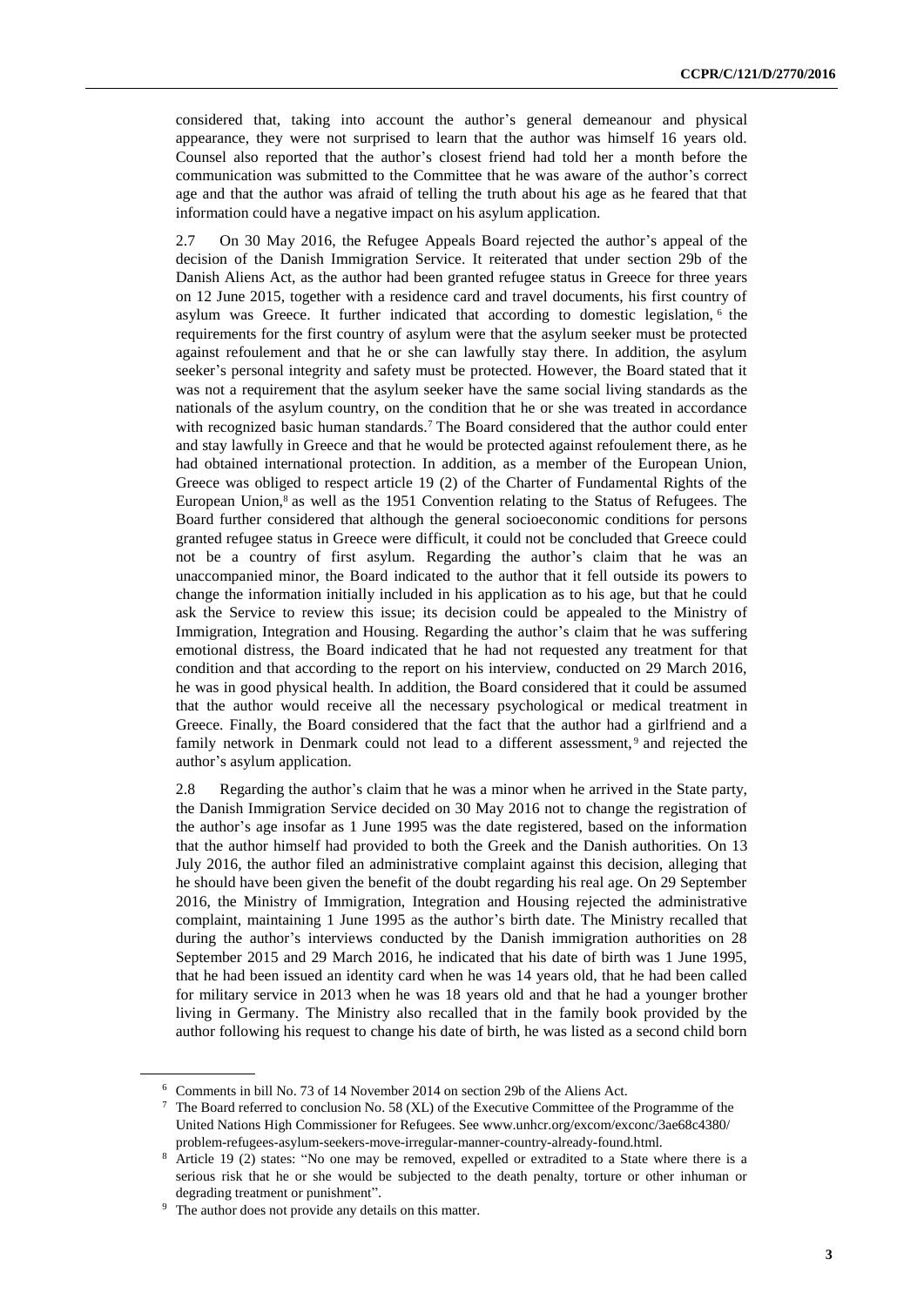considered that, taking into account the author's general demeanour and physical appearance, they were not surprised to learn that the author was himself 16 years old. Counsel also reported that the author's closest friend had told her a month before the communication was submitted to the Committee that he was aware of the author's correct age and that the author was afraid of telling the truth about his age as he feared that that information could have a negative impact on his asylum application.

2.7 On 30 May 2016, the Refugee Appeals Board rejected the author's appeal of the decision of the Danish Immigration Service. It reiterated that under section 29b of the Danish Aliens Act, as the author had been granted refugee status in Greece for three years on 12 June 2015, together with a residence card and travel documents, his first country of asylum was Greece. It further indicated that according to domestic legislation, [6] the requirements for the first country of asylum were that the asylum seeker must be protected against refoulement and that he or she can lawfully stay there. In addition, the asylum seeker's personal integrity and safety must be protected. However, the Board stated that it was not a requirement that the asylum seeker have the same social living standards as the nationals of the asylum country, on the condition that he or she was treated in accordance with recognized basic human standards.[7] The Board considered that the author could enter and stay lawfully in Greece and that he would be protected against refoulement there, as he had obtained international protection. In addition, as a member of the European Union, Greece was obliged to respect article 19 (2) of the Charter of Fundamental Rights of the European Union,[8] as well as the 1951 Convention relating to the Status of Refugees. The Board further considered that although the general socioeconomic conditions for persons granted refugee status in Greece were difficult, it could not be concluded that Greece could not be a country of first asylum. Regarding the author's claim that he was an unaccompanied minor, the Board indicated to the author that it fell outside its powers to change the information initially included in his application as to his age, but that he could ask the Service to review this issue; its decision could be appealed to the Ministry of Immigration, Integration and Housing. Regarding the author's claim that he was suffering emotional distress, the Board indicated that he had not requested any treatment for that condition and that according to the report on his interview, conducted on 29 March 2016, he was in good physical health. In addition, the Board considered that it could be assumed that the author would receive all the necessary psychological or medical treatment in Greece. Finally, the Board considered that the fact that the author had a girlfriend and a family network in Denmark could not lead to a different assessment, [9] and rejected the author's asylum application.

2.8 Regarding the author's claim that he was a minor when he arrived in the State party, the Danish Immigration Service decided on 30 May 2016 not to change the registration of the author's age insofar as 1 June 1995 was the date registered, based on the information that the author himself had provided to both the Greek and the Danish authorities. On 13 July 2016, the author filed an administrative complaint against this decision, alleging that he should have been given the benefit of the doubt regarding his real age. On 29 September 2016, the Ministry of Immigration, Integration and Housing rejected the administrative complaint, maintaining 1 June 1995 as the author's birth date. The Ministry recalled that during the author's interviews conducted by the Danish immigration authorities on 28 September 2015 and 29 March 2016, he indicated that his date of birth was 1 June 1995, that he had been issued an identity card when he was 14 years old, that he had been called for military service in 2013 when he was 18 years old and that he had a younger brother living in Germany. The Ministry also recalled that in the family book provided by the author following his request to change his date of birth, he was listed as a second child born

---

[6] Comments in bill No. 73 of 14 November 2014 on section 29b of the Aliens Act.

[7] The Board referred to conclusion No. 58 (XL) of the Executive Committee of the Programme of the United Nations High Commissioner for Refugees. See www.unhcr.org/excom/exconc/3ae68c4380/problem-refugees-asylum-seekers-move-irregular-manner-country-already-found.html.

[8] Article 19 (2) states: "No one may be removed, expelled or extradited to a State where there is a serious risk that he or she would be subjected to the death penalty, torture or other inhuman or degrading treatment or punishment".

[9] The author does not provide any details on this matter.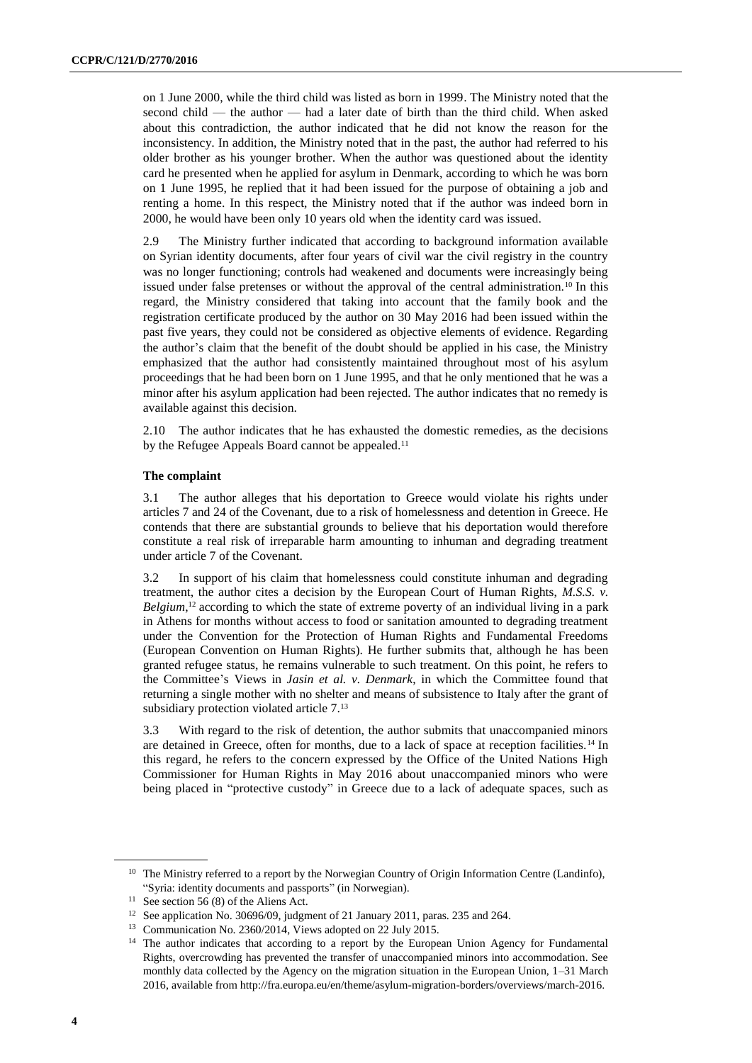on 1 June 2000, while the third child was listed as born in 1999. The Ministry noted that the second child — the author — had a later date of birth than the third child. When asked about this contradiction, the author indicated that he did not know the reason for the inconsistency. In addition, the Ministry noted that in the past, the author had referred to his older brother as his younger brother. When the author was questioned about the identity card he presented when he applied for asylum in Denmark, according to which he was born on 1 June 1995, he replied that it had been issued for the purpose of obtaining a job and renting a home. In this respect, the Ministry noted that if the author was indeed born in 2000, he would have been only 10 years old when the identity card was issued.

2.9 The Ministry further indicated that according to background information available on Syrian identity documents, after four years of civil war the civil registry in the country was no longer functioning; controls had weakened and documents were increasingly being issued under false pretenses or without the approval of the central administration.[10] In this regard, the Ministry considered that taking into account that the family book and the registration certificate produced by the author on 30 May 2016 had been issued within the past five years, they could not be considered as objective elements of evidence. Regarding the author's claim that the benefit of the doubt should be applied in his case, the Ministry emphasized that the author had consistently maintained throughout most of his asylum proceedings that he had been born on 1 June 1995, and that he only mentioned that he was a minor after his asylum application had been rejected. The author indicates that no remedy is available against this decision.

2.10 The author indicates that he has exhausted the domestic remedies, as the decisions by the Refugee Appeals Board cannot be appealed.[11]

### The complaint

3.1 The author alleges that his deportation to Greece would violate his rights under articles 7 and 24 of the Covenant, due to a risk of homelessness and detention in Greece. He contends that there are substantial grounds to believe that his deportation would therefore constitute a real risk of irreparable harm amounting to inhuman and degrading treatment under article 7 of the Covenant.

3.2 In support of his claim that homelessness could constitute inhuman and degrading treatment, the author cites a decision by the European Court of Human Rights, *M.S.S. v. Belgium*,[12] according to which the state of extreme poverty of an individual living in a park in Athens for months without access to food or sanitation amounted to degrading treatment under the Convention for the Protection of Human Rights and Fundamental Freedoms (European Convention on Human Rights). He further submits that, although he has been granted refugee status, he remains vulnerable to such treatment. On this point, he refers to the Committee's Views in *Jasin et al. v. Denmark*, in which the Committee found that returning a single mother with no shelter and means of subsistence to Italy after the grant of subsidiary protection violated article 7.[13]

3.3 With regard to the risk of detention, the author submits that unaccompanied minors are detained in Greece, often for months, due to a lack of space at reception facilities.[14] In this regard, he refers to the concern expressed by the Office of the United Nations High Commissioner for Human Rights in May 2016 about unaccompanied minors who were being placed in "protective custody" in Greece due to a lack of adequate spaces, such as

---

[10] The Ministry referred to a report by the Norwegian Country of Origin Information Centre (Landinfo), "Syria: identity documents and passports" (in Norwegian).

[11] See section 56 (8) of the Aliens Act.

[12] See application No. 30696/09, judgment of 21 January 2011, paras. 235 and 264.

[13] Communication No. 2360/2014, Views adopted on 22 July 2015.

[14] The author indicates that according to a report by the European Union Agency for Fundamental Rights, overcrowding has prevented the transfer of unaccompanied minors into accommodation. See monthly data collected by the Agency on the migration situation in the European Union, 1–31 March 2016, available from http://fra.europa.eu/en/theme/asylum-migration-borders/overviews/march-2016.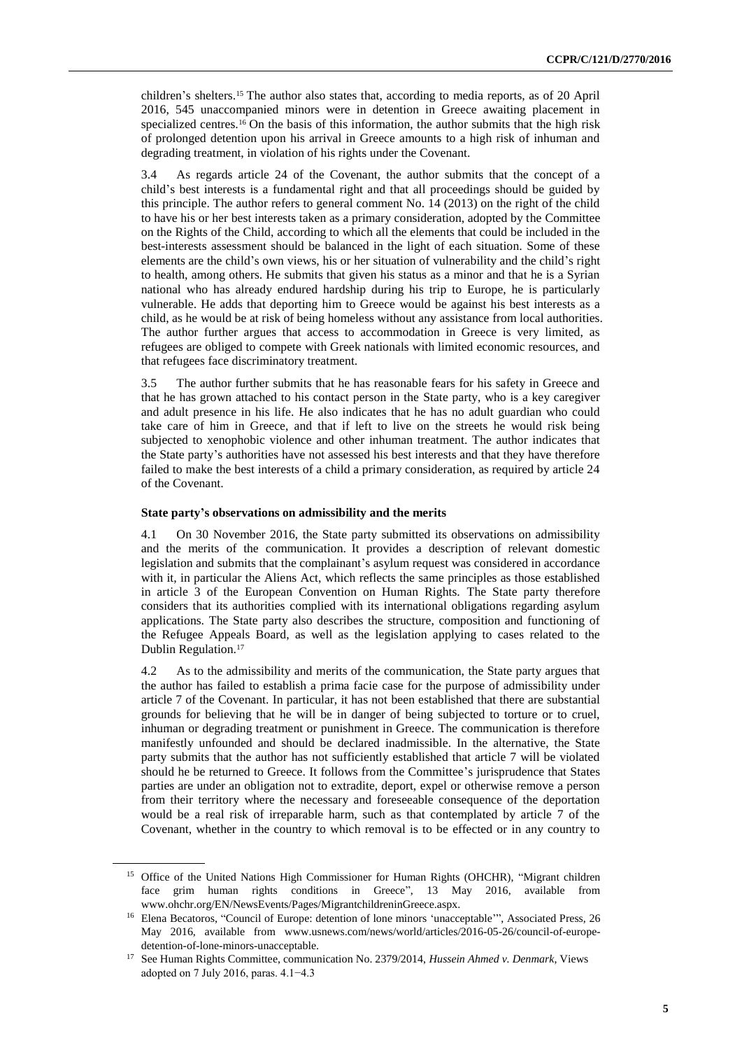children's shelters.[15] The author also states that, according to media reports, as of 20 April 2016, 545 unaccompanied minors were in detention in Greece awaiting placement in specialized centres.[16] On the basis of this information, the author submits that the high risk of prolonged detention upon his arrival in Greece amounts to a high risk of inhuman and degrading treatment, in violation of his rights under the Covenant.

3.4 As regards article 24 of the Covenant, the author submits that the concept of a child's best interests is a fundamental right and that all proceedings should be guided by this principle. The author refers to general comment No. 14 (2013) on the right of the child to have his or her best interests taken as a primary consideration, adopted by the Committee on the Rights of the Child, according to which all the elements that could be included in the best-interests assessment should be balanced in the light of each situation. Some of these elements are the child's own views, his or her situation of vulnerability and the child's right to health, among others. He submits that given his status as a minor and that he is a Syrian national who has already endured hardship during his trip to Europe, he is particularly vulnerable. He adds that deporting him to Greece would be against his best interests as a child, as he would be at risk of being homeless without any assistance from local authorities. The author further argues that access to accommodation in Greece is very limited, as refugees are obliged to compete with Greek nationals with limited economic resources, and that refugees face discriminatory treatment.

3.5 The author further submits that he has reasonable fears for his safety in Greece and that he has grown attached to his contact person in the State party, who is a key caregiver and adult presence in his life. He also indicates that he has no adult guardian who could take care of him in Greece, and that if left to live on the streets he would risk being subjected to xenophobic violence and other inhuman treatment. The author indicates that the State party's authorities have not assessed his best interests and that they have therefore failed to make the best interests of a child a primary consideration, as required by article 24 of the Covenant.

### State party's observations on admissibility and the merits

4.1 On 30 November 2016, the State party submitted its observations on admissibility and the merits of the communication. It provides a description of relevant domestic legislation and submits that the complainant's asylum request was considered in accordance with it, in particular the Aliens Act, which reflects the same principles as those established in article 3 of the European Convention on Human Rights. The State party therefore considers that its authorities complied with its international obligations regarding asylum applications. The State party also describes the structure, composition and functioning of the Refugee Appeals Board, as well as the legislation applying to cases related to the Dublin Regulation.[17]

4.2 As to the admissibility and merits of the communication, the State party argues that the author has failed to establish a prima facie case for the purpose of admissibility under article 7 of the Covenant. In particular, it has not been established that there are substantial grounds for believing that he will be in danger of being subjected to torture or to cruel, inhuman or degrading treatment or punishment in Greece. The communication is therefore manifestly unfounded and should be declared inadmissible. In the alternative, the State party submits that the author has not sufficiently established that article 7 will be violated should he be returned to Greece. It follows from the Committee's jurisprudence that States parties are under an obligation not to extradite, deport, expel or otherwise remove a person from their territory where the necessary and foreseeable consequence of the deportation would be a real risk of irreparable harm, such as that contemplated by article 7 of the Covenant, whether in the country to which removal is to be effected or in any country to

---

[15] Office of the United Nations High Commissioner for Human Rights (OHCHR), "Migrant children face grim human rights conditions in Greece", 13 May 2016, available from www.ohchr.org/EN/NewsEvents/Pages/MigrantchildreninGreece.aspx.

[16] Elena Becatoros, "Council of Europe: detention of lone minors 'unacceptable'", Associated Press, 26 May 2016, available from www.usnews.com/news/world/articles/2016-05-26/council-of-europe-detention-of-lone-minors-unacceptable.

[17] See Human Rights Committee, communication No. 2379/2014, *Hussein Ahmed v. Denmark*, Views adopted on 7 July 2016, paras. 4.1−4.3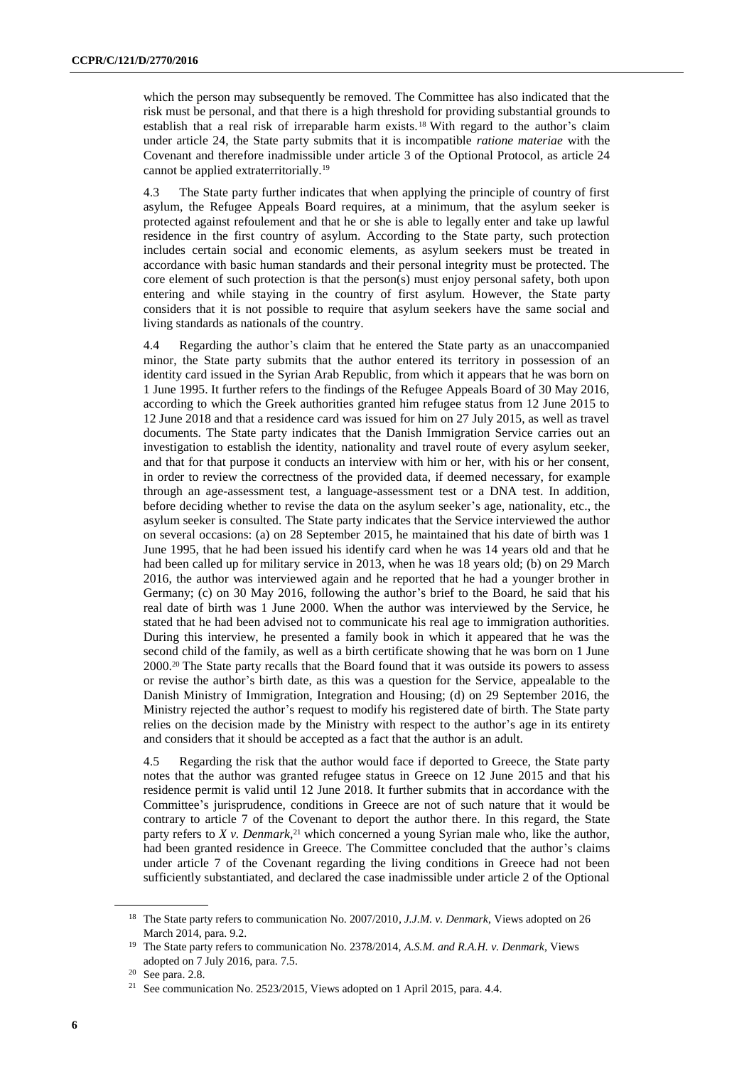which the person may subsequently be removed. The Committee has also indicated that the risk must be personal, and that there is a high threshold for providing substantial grounds to establish that a real risk of irreparable harm exists.[18] With regard to the author's claim under article 24, the State party submits that it is incompatible *ratione materiae* with the Covenant and therefore inadmissible under article 3 of the Optional Protocol, as article 24 cannot be applied extraterritorially.[19]

4.3 The State party further indicates that when applying the principle of country of first asylum, the Refugee Appeals Board requires, at a minimum, that the asylum seeker is protected against refoulement and that he or she is able to legally enter and take up lawful residence in the first country of asylum. According to the State party, such protection includes certain social and economic elements, as asylum seekers must be treated in accordance with basic human standards and their personal integrity must be protected. The core element of such protection is that the person(s) must enjoy personal safety, both upon entering and while staying in the country of first asylum. However, the State party considers that it is not possible to require that asylum seekers have the same social and living standards as nationals of the country.

4.4 Regarding the author's claim that he entered the State party as an unaccompanied minor, the State party submits that the author entered its territory in possession of an identity card issued in the Syrian Arab Republic, from which it appears that he was born on 1 June 1995. It further refers to the findings of the Refugee Appeals Board of 30 May 2016, according to which the Greek authorities granted him refugee status from 12 June 2015 to 12 June 2018 and that a residence card was issued for him on 27 July 2015, as well as travel documents. The State party indicates that the Danish Immigration Service carries out an investigation to establish the identity, nationality and travel route of every asylum seeker, and that for that purpose it conducts an interview with him or her, with his or her consent, in order to review the correctness of the provided data, if deemed necessary, for example through an age-assessment test, a language-assessment test or a DNA test. In addition, before deciding whether to revise the data on the asylum seeker's age, nationality, etc., the asylum seeker is consulted. The State party indicates that the Service interviewed the author on several occasions: (a) on 28 September 2015, he maintained that his date of birth was 1 June 1995, that he had been issued his identify card when he was 14 years old and that he had been called up for military service in 2013, when he was 18 years old; (b) on 29 March 2016, the author was interviewed again and he reported that he had a younger brother in Germany; (c) on 30 May 2016, following the author's brief to the Board, he said that his real date of birth was 1 June 2000. When the author was interviewed by the Service, he stated that he had been advised not to communicate his real age to immigration authorities. During this interview, he presented a family book in which it appeared that he was the second child of the family, as well as a birth certificate showing that he was born on 1 June 2000.[20] The State party recalls that the Board found that it was outside its powers to assess or revise the author's birth date, as this was a question for the Service, appealable to the Danish Ministry of Immigration, Integration and Housing; (d) on 29 September 2016, the Ministry rejected the author's request to modify his registered date of birth. The State party relies on the decision made by the Ministry with respect to the author's age in its entirety and considers that it should be accepted as a fact that the author is an adult.

4.5 Regarding the risk that the author would face if deported to Greece, the State party notes that the author was granted refugee status in Greece on 12 June 2015 and that his residence permit is valid until 12 June 2018. It further submits that in accordance with the Committee's jurisprudence, conditions in Greece are not of such nature that it would be contrary to article 7 of the Covenant to deport the author there. In this regard, the State party refers to *X v. Denmark*,[21] which concerned a young Syrian male who, like the author, had been granted residence in Greece. The Committee concluded that the author's claims under article 7 of the Covenant regarding the living conditions in Greece had not been sufficiently substantiated, and declared the case inadmissible under article 2 of the Optional

[18] The State party refers to communication No. 2007/2010, *J.J.M. v. Denmark*, Views adopted on 26 March 2014, para. 9.2.

[19] The State party refers to communication No. 2378/2014, *A.S.M. and R.A.H. v. Denmark*, Views adopted on 7 July 2016, para. 7.5.

[20] See para. 2.8.

[21] See communication No. 2523/2015, Views adopted on 1 April 2015, para. 4.4.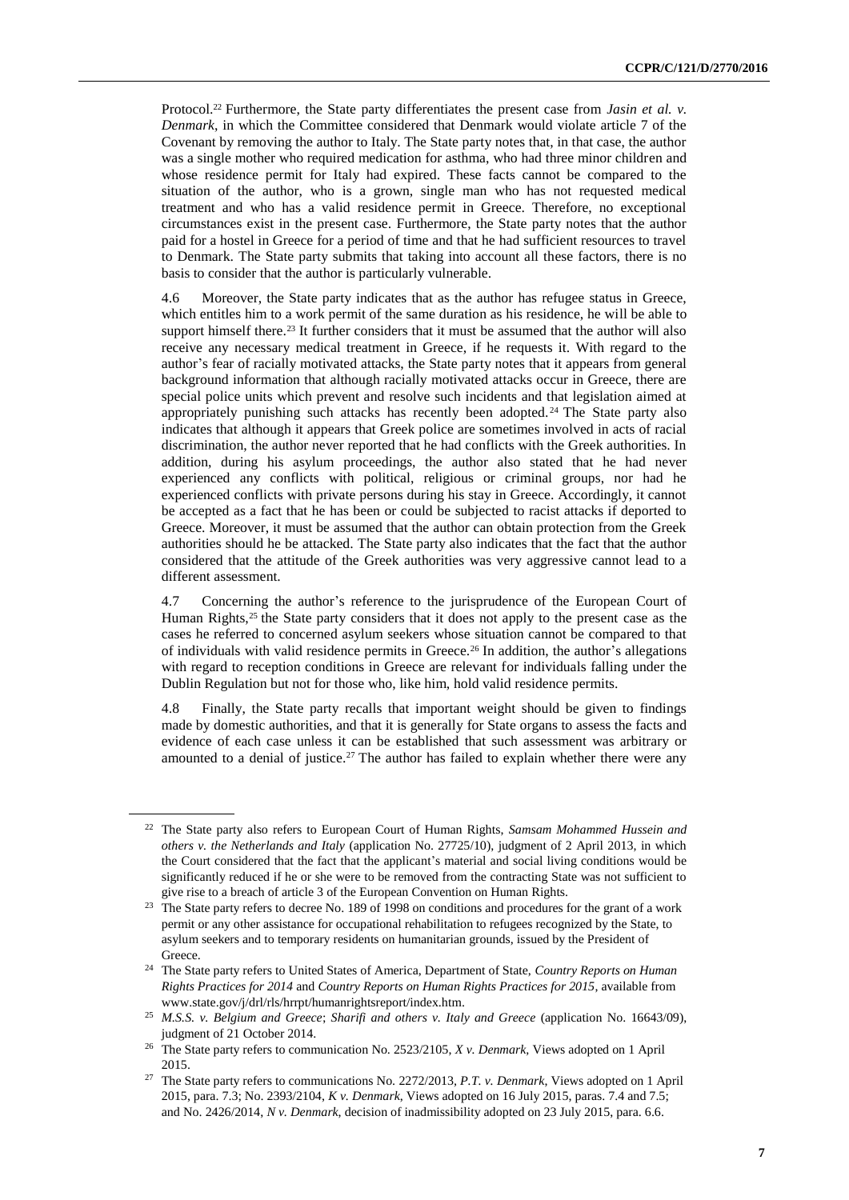Protocol.[22] Furthermore, the State party differentiates the present case from *Jasin et al. v. Denmark*, in which the Committee considered that Denmark would violate article 7 of the Covenant by removing the author to Italy. The State party notes that, in that case, the author was a single mother who required medication for asthma, who had three minor children and whose residence permit for Italy had expired. These facts cannot be compared to the situation of the author, who is a grown, single man who has not requested medical treatment and who has a valid residence permit in Greece. Therefore, no exceptional circumstances exist in the present case. Furthermore, the State party notes that the author paid for a hostel in Greece for a period of time and that he had sufficient resources to travel to Denmark. The State party submits that taking into account all these factors, there is no basis to consider that the author is particularly vulnerable.

4.6 Moreover, the State party indicates that as the author has refugee status in Greece, which entitles him to a work permit of the same duration as his residence, he will be able to support himself there.[23] It further considers that it must be assumed that the author will also receive any necessary medical treatment in Greece, if he requests it. With regard to the author's fear of racially motivated attacks, the State party notes that it appears from general background information that although racially motivated attacks occur in Greece, there are special police units which prevent and resolve such incidents and that legislation aimed at appropriately punishing such attacks has recently been adopted.[24] The State party also indicates that although it appears that Greek police are sometimes involved in acts of racial discrimination, the author never reported that he had conflicts with the Greek authorities. In addition, during his asylum proceedings, the author also stated that he had never experienced any conflicts with political, religious or criminal groups, nor had he experienced conflicts with private persons during his stay in Greece. Accordingly, it cannot be accepted as a fact that he has been or could be subjected to racist attacks if deported to Greece. Moreover, it must be assumed that the author can obtain protection from the Greek authorities should he be attacked. The State party also indicates that the fact that the author considered that the attitude of the Greek authorities was very aggressive cannot lead to a different assessment.

4.7 Concerning the author's reference to the jurisprudence of the European Court of Human Rights,[25] the State party considers that it does not apply to the present case as the cases he referred to concerned asylum seekers whose situation cannot be compared to that of individuals with valid residence permits in Greece.[26] In addition, the author's allegations with regard to reception conditions in Greece are relevant for individuals falling under the Dublin Regulation but not for those who, like him, hold valid residence permits.

4.8 Finally, the State party recalls that important weight should be given to findings made by domestic authorities, and that it is generally for State organs to assess the facts and evidence of each case unless it can be established that such assessment was arbitrary or amounted to a denial of justice.[27] The author has failed to explain whether there were any

---

[22] The State party also refers to European Court of Human Rights, *Samsam Mohammed Hussein and others v. the Netherlands and Italy* (application No. 27725/10), judgment of 2 April 2013, in which the Court considered that the fact that the applicant's material and social living conditions would be significantly reduced if he or she were to be removed from the contracting State was not sufficient to give rise to a breach of article 3 of the European Convention on Human Rights.

[23] The State party refers to decree No. 189 of 1998 on conditions and procedures for the grant of a work permit or any other assistance for occupational rehabilitation to refugees recognized by the State, to asylum seekers and to temporary residents on humanitarian grounds, issued by the President of Greece.

[24] The State party refers to United States of America, Department of State, *Country Reports on Human Rights Practices for 2014* and *Country Reports on Human Rights Practices for 2015*, available from www.state.gov/j/drl/rls/hrrpt/humanrightsreport/index.htm.

[25] *M.S.S. v. Belgium and Greece*; *Sharifi and others v. Italy and Greece* (application No. 16643/09), judgment of 21 October 2014.

[26] The State party refers to communication No. 2523/2105, *X v. Denmark*, Views adopted on 1 April 2015.

[27] The State party refers to communications No. 2272/2013, *P.T. v. Denmark*, Views adopted on 1 April 2015, para. 7.3; No. 2393/2104, *K v. Denmark*, Views adopted on 16 July 2015, paras. 7.4 and 7.5; and No. 2426/2014, *N v. Denmark*, decision of inadmissibility adopted on 23 July 2015, para. 6.6.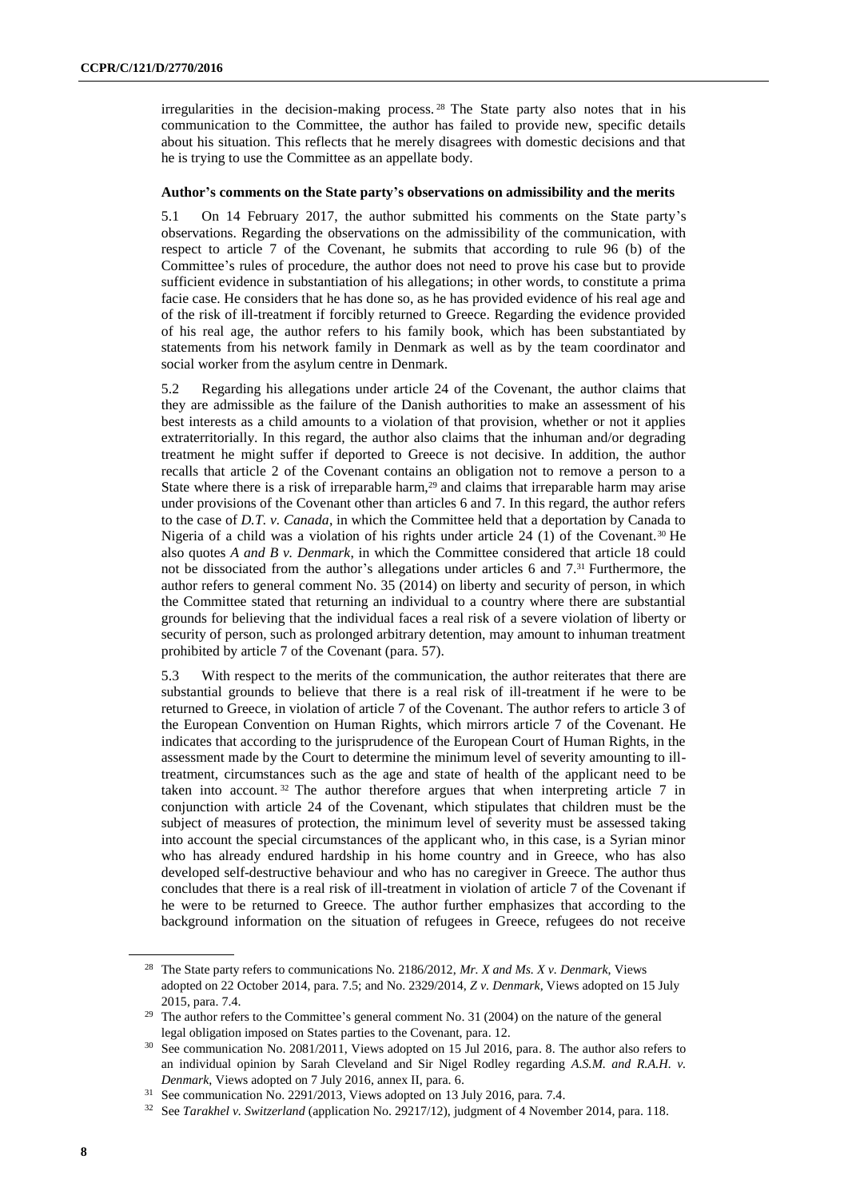irregularities in the decision-making process.[28] The State party also notes that in his communication to the Committee, the author has failed to provide new, specific details about his situation. This reflects that he merely disagrees with domestic decisions and that he is trying to use the Committee as an appellate body.

### Author's comments on the State party's observations on admissibility and the merits

5.1 On 14 February 2017, the author submitted his comments on the State party's observations. Regarding the observations on the admissibility of the communication, with respect to article 7 of the Covenant, he submits that according to rule 96 (b) of the Committee's rules of procedure, the author does not need to prove his case but to provide sufficient evidence in substantiation of his allegations; in other words, to constitute a prima facie case. He considers that he has done so, as he has provided evidence of his real age and of the risk of ill-treatment if forcibly returned to Greece. Regarding the evidence provided of his real age, the author refers to his family book, which has been substantiated by statements from his network family in Denmark as well as by the team coordinator and social worker from the asylum centre in Denmark.

5.2 Regarding his allegations under article 24 of the Covenant, the author claims that they are admissible as the failure of the Danish authorities to make an assessment of his best interests as a child amounts to a violation of that provision, whether or not it applies extraterritorially. In this regard, the author also claims that the inhuman and/or degrading treatment he might suffer if deported to Greece is not decisive. In addition, the author recalls that article 2 of the Covenant contains an obligation not to remove a person to a State where there is a risk of irreparable harm,[29] and claims that irreparable harm may arise under provisions of the Covenant other than articles 6 and 7. In this regard, the author refers to the case of *D.T. v. Canada*, in which the Committee held that a deportation by Canada to Nigeria of a child was a violation of his rights under article 24 (1) of the Covenant.[30] He also quotes *A and B v. Denmark*, in which the Committee considered that article 18 could not be dissociated from the author's allegations under articles 6 and 7.[31] Furthermore, the author refers to general comment No. 35 (2014) on liberty and security of person, in which the Committee stated that returning an individual to a country where there are substantial grounds for believing that the individual faces a real risk of a severe violation of liberty or security of person, such as prolonged arbitrary detention, may amount to inhuman treatment prohibited by article 7 of the Covenant (para. 57).

5.3 With respect to the merits of the communication, the author reiterates that there are substantial grounds to believe that there is a real risk of ill-treatment if he were to be returned to Greece, in violation of article 7 of the Covenant. The author refers to article 3 of the European Convention on Human Rights, which mirrors article 7 of the Covenant. He indicates that according to the jurisprudence of the European Court of Human Rights, in the assessment made by the Court to determine the minimum level of severity amounting to ill-treatment, circumstances such as the age and state of health of the applicant need to be taken into account.[32] The author therefore argues that when interpreting article 7 in conjunction with article 24 of the Covenant, which stipulates that children must be the subject of measures of protection, the minimum level of severity must be assessed taking into account the special circumstances of the applicant who, in this case, is a Syrian minor who has already endured hardship in his home country and in Greece, who has also developed self-destructive behaviour and who has no caregiver in Greece. The author thus concludes that there is a real risk of ill-treatment in violation of article 7 of the Covenant if he were to be returned to Greece. The author further emphasizes that according to the background information on the situation of refugees in Greece, refugees do not receive

---

[28] The State party refers to communications No. 2186/2012, *Mr. X and Ms. X v. Denmark*, Views adopted on 22 October 2014, para. 7.5; and No. 2329/2014, *Z v. Denmark*, Views adopted on 15 July 2015, para. 7.4.

[29] The author refers to the Committee's general comment No. 31 (2004) on the nature of the general legal obligation imposed on States parties to the Covenant, para. 12.

[30] See communication No. 2081/2011, Views adopted on 15 Jul 2016, para. 8. The author also refers to an individual opinion by Sarah Cleveland and Sir Nigel Rodley regarding *A.S.M. and R.A.H. v. Denmark*, Views adopted on 7 July 2016, annex II, para. 6.

[31] See communication No. 2291/2013, Views adopted on 13 July 2016, para. 7.4.

[32] See *Tarakhel v. Switzerland* (application No. 29217/12), judgment of 4 November 2014, para. 118.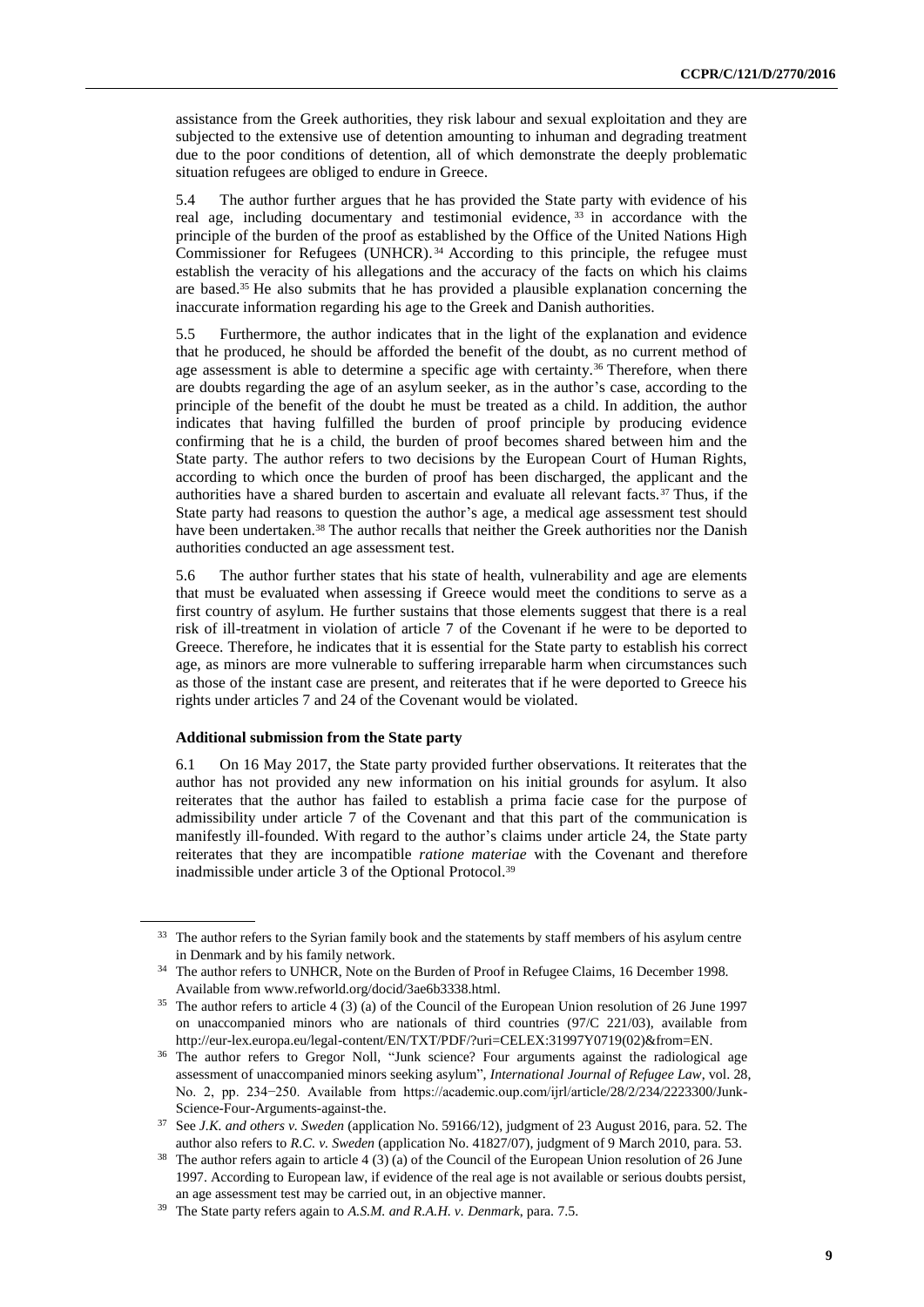assistance from the Greek authorities, they risk labour and sexual exploitation and they are subjected to the extensive use of detention amounting to inhuman and degrading treatment due to the poor conditions of detention, all of which demonstrate the deeply problematic situation refugees are obliged to endure in Greece.

5.4 The author further argues that he has provided the State party with evidence of his real age, including documentary and testimonial evidence,[33] in accordance with the principle of the burden of the proof as established by the Office of the United Nations High Commissioner for Refugees (UNHCR).[34] According to this principle, the refugee must establish the veracity of his allegations and the accuracy of the facts on which his claims are based.[35] He also submits that he has provided a plausible explanation concerning the inaccurate information regarding his age to the Greek and Danish authorities.

5.5 Furthermore, the author indicates that in the light of the explanation and evidence that he produced, he should be afforded the benefit of the doubt, as no current method of age assessment is able to determine a specific age with certainty.[36] Therefore, when there are doubts regarding the age of an asylum seeker, as in the author's case, according to the principle of the benefit of the doubt he must be treated as a child. In addition, the author indicates that having fulfilled the burden of proof principle by producing evidence confirming that he is a child, the burden of proof becomes shared between him and the State party. The author refers to two decisions by the European Court of Human Rights, according to which once the burden of proof has been discharged, the applicant and the authorities have a shared burden to ascertain and evaluate all relevant facts.[37] Thus, if the State party had reasons to question the author's age, a medical age assessment test should have been undertaken.[38] The author recalls that neither the Greek authorities nor the Danish authorities conducted an age assessment test.

5.6 The author further states that his state of health, vulnerability and age are elements that must be evaluated when assessing if Greece would meet the conditions to serve as a first country of asylum. He further sustains that those elements suggest that there is a real risk of ill-treatment in violation of article 7 of the Covenant if he were to be deported to Greece. Therefore, he indicates that it is essential for the State party to establish his correct age, as minors are more vulnerable to suffering irreparable harm when circumstances such as those of the instant case are present, and reiterates that if he were deported to Greece his rights under articles 7 and 24 of the Covenant would be violated.

### Additional submission from the State party

6.1 On 16 May 2017, the State party provided further observations. It reiterates that the author has not provided any new information on his initial grounds for asylum. It also reiterates that the author has failed to establish a prima facie case for the purpose of admissibility under article 7 of the Covenant and that this part of the communication is manifestly ill-founded. With regard to the author's claims under article 24, the State party reiterates that they are incompatible *ratione materiae* with the Covenant and therefore inadmissible under article 3 of the Optional Protocol.[39]

---

[33] The author refers to the Syrian family book and the statements by staff members of his asylum centre in Denmark and by his family network.

[34] The author refers to UNHCR, Note on the Burden of Proof in Refugee Claims, 16 December 1998. Available from www.refworld.org/docid/3ae6b3338.html.

[35] The author refers to article 4 (3) (a) of the Council of the European Union resolution of 26 June 1997 on unaccompanied minors who are nationals of third countries (97/C 221/03), available from http://eur-lex.europa.eu/legal-content/EN/TXT/PDF/?uri=CELEX:31997Y0719(02)&from=EN.

[36] The author refers to Gregor Noll, "Junk science? Four arguments against the radiological age assessment of unaccompanied minors seeking asylum", *International Journal of Refugee Law*, vol. 28, No. 2, pp. 234−250. Available from https://academic.oup.com/ijrl/article/28/2/234/2223300/Junk-Science-Four-Arguments-against-the.

[37] See *J.K. and others v. Sweden* (application No. 59166/12), judgment of 23 August 2016, para. 52. The author also refers to *R.C. v. Sweden* (application No. 41827/07), judgment of 9 March 2010, para. 53.

[38] The author refers again to article 4 (3) (a) of the Council of the European Union resolution of 26 June 1997. According to European law, if evidence of the real age is not available or serious doubts persist, an age assessment test may be carried out, in an objective manner.

[39] The State party refers again to *A.S.M. and R.A.H. v. Denmark*, para. 7.5.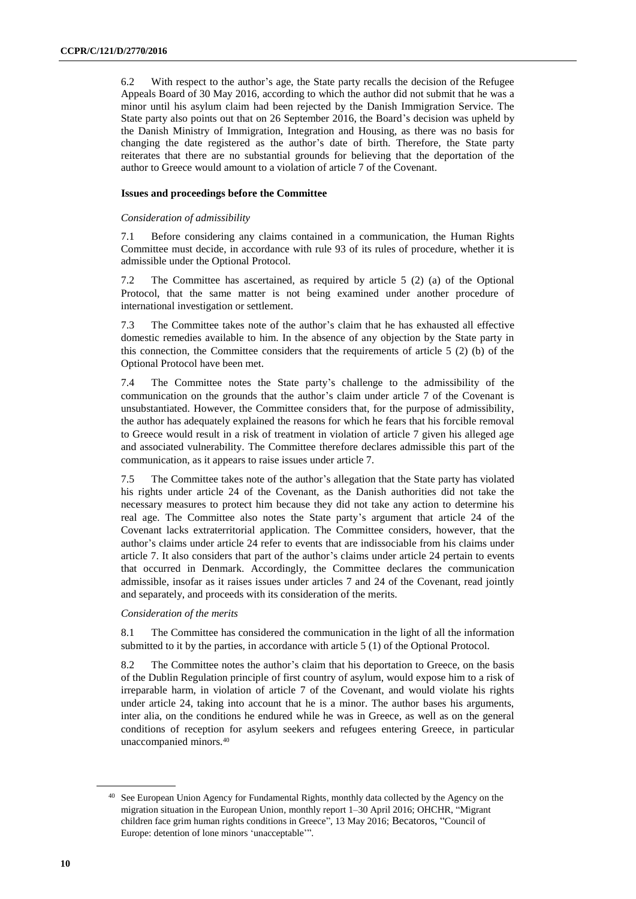6.2 With respect to the author's age, the State party recalls the decision of the Refugee Appeals Board of 30 May 2016, according to which the author did not submit that he was a minor until his asylum claim had been rejected by the Danish Immigration Service. The State party also points out that on 26 September 2016, the Board's decision was upheld by the Danish Ministry of Immigration, Integration and Housing, as there was no basis for changing the date registered as the author's date of birth. Therefore, the State party reiterates that there are no substantial grounds for believing that the deportation of the author to Greece would amount to a violation of article 7 of the Covenant.

### Issues and proceedings before the Committee

*Consideration of admissibility*

7.1 Before considering any claims contained in a communication, the Human Rights Committee must decide, in accordance with rule 93 of its rules of procedure, whether it is admissible under the Optional Protocol.

7.2 The Committee has ascertained, as required by article 5 (2) (a) of the Optional Protocol, that the same matter is not being examined under another procedure of international investigation or settlement.

7.3 The Committee takes note of the author's claim that he has exhausted all effective domestic remedies available to him. In the absence of any objection by the State party in this connection, the Committee considers that the requirements of article 5 (2) (b) of the Optional Protocol have been met.

7.4 The Committee notes the State party's challenge to the admissibility of the communication on the grounds that the author's claim under article 7 of the Covenant is unsubstantiated. However, the Committee considers that, for the purpose of admissibility, the author has adequately explained the reasons for which he fears that his forcible removal to Greece would result in a risk of treatment in violation of article 7 given his alleged age and associated vulnerability. The Committee therefore declares admissible this part of the communication, as it appears to raise issues under article 7.

7.5 The Committee takes note of the author's allegation that the State party has violated his rights under article 24 of the Covenant, as the Danish authorities did not take the necessary measures to protect him because they did not take any action to determine his real age. The Committee also notes the State party's argument that article 24 of the Covenant lacks extraterritorial application. The Committee considers, however, that the author's claims under article 24 refer to events that are indissociable from his claims under article 7. It also considers that part of the author's claims under article 24 pertain to events that occurred in Denmark. Accordingly, the Committee declares the communication admissible, insofar as it raises issues under articles 7 and 24 of the Covenant, read jointly and separately, and proceeds with its consideration of the merits.

*Consideration of the merits*

8.1 The Committee has considered the communication in the light of all the information submitted to it by the parties, in accordance with article 5 (1) of the Optional Protocol.

8.2 The Committee notes the author's claim that his deportation to Greece, on the basis of the Dublin Regulation principle of first country of asylum, would expose him to a risk of irreparable harm, in violation of article 7 of the Covenant, and would violate his rights under article 24, taking into account that he is a minor. The author bases his arguments, inter alia, on the conditions he endured while he was in Greece, as well as on the general conditions of reception for asylum seekers and refugees entering Greece, in particular unaccompanied minors.[40]

---

[40] See European Union Agency for Fundamental Rights, monthly data collected by the Agency on the migration situation in the European Union, monthly report 1–30 April 2016; OHCHR, "Migrant children face grim human rights conditions in Greece", 13 May 2016; Becatoros, "Council of Europe: detention of lone minors 'unacceptable'".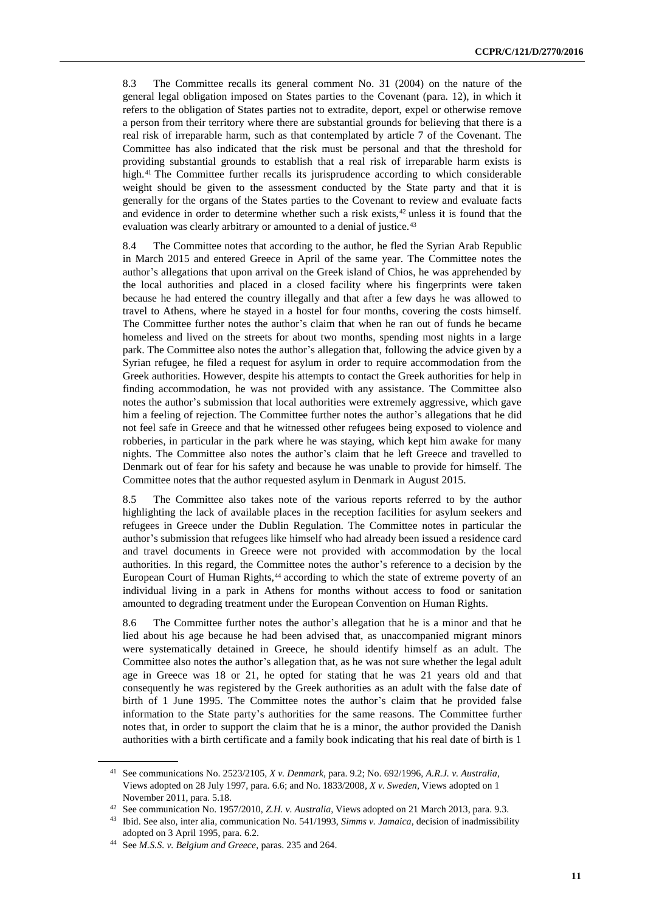8.3 The Committee recalls its general comment No. 31 (2004) on the nature of the general legal obligation imposed on States parties to the Covenant (para. 12), in which it refers to the obligation of States parties not to extradite, deport, expel or otherwise remove a person from their territory where there are substantial grounds for believing that there is a real risk of irreparable harm, such as that contemplated by article 7 of the Covenant. The Committee has also indicated that the risk must be personal and that the threshold for providing substantial grounds to establish that a real risk of irreparable harm exists is high.[41] The Committee further recalls its jurisprudence according to which considerable weight should be given to the assessment conducted by the State party and that it is generally for the organs of the States parties to the Covenant to review and evaluate facts and evidence in order to determine whether such a risk exists,[42] unless it is found that the evaluation was clearly arbitrary or amounted to a denial of justice.[43]

8.4 The Committee notes that according to the author, he fled the Syrian Arab Republic in March 2015 and entered Greece in April of the same year. The Committee notes the author's allegations that upon arrival on the Greek island of Chios, he was apprehended by the local authorities and placed in a closed facility where his fingerprints were taken because he had entered the country illegally and that after a few days he was allowed to travel to Athens, where he stayed in a hostel for four months, covering the costs himself. The Committee further notes the author's claim that when he ran out of funds he became homeless and lived on the streets for about two months, spending most nights in a large park. The Committee also notes the author's allegation that, following the advice given by a Syrian refugee, he filed a request for asylum in order to require accommodation from the Greek authorities. However, despite his attempts to contact the Greek authorities for help in finding accommodation, he was not provided with any assistance. The Committee also notes the author's submission that local authorities were extremely aggressive, which gave him a feeling of rejection. The Committee further notes the author's allegations that he did not feel safe in Greece and that he witnessed other refugees being exposed to violence and robberies, in particular in the park where he was staying, which kept him awake for many nights. The Committee also notes the author's claim that he left Greece and travelled to Denmark out of fear for his safety and because he was unable to provide for himself. The Committee notes that the author requested asylum in Denmark in August 2015.

8.5 The Committee also takes note of the various reports referred to by the author highlighting the lack of available places in the reception facilities for asylum seekers and refugees in Greece under the Dublin Regulation. The Committee notes in particular the author's submission that refugees like himself who had already been issued a residence card and travel documents in Greece were not provided with accommodation by the local authorities. In this regard, the Committee notes the author's reference to a decision by the European Court of Human Rights,[44] according to which the state of extreme poverty of an individual living in a park in Athens for months without access to food or sanitation amounted to degrading treatment under the European Convention on Human Rights.

8.6 The Committee further notes the author's allegation that he is a minor and that he lied about his age because he had been advised that, as unaccompanied migrant minors were systematically detained in Greece, he should identify himself as an adult. The Committee also notes the author's allegation that, as he was not sure whether the legal adult age in Greece was 18 or 21, he opted for stating that he was 21 years old and that consequently he was registered by the Greek authorities as an adult with the false date of birth of 1 June 1995. The Committee notes the author's claim that he provided false information to the State party's authorities for the same reasons. The Committee further notes that, in order to support the claim that he is a minor, the author provided the Danish authorities with a birth certificate and a family book indicating that his real date of birth is 1

---

[41] See communications No. 2523/2105, *X v. Denmark*, para. 9.2; No. 692/1996, *A.R.J. v. Australia*, Views adopted on 28 July 1997, para. 6.6; and No. 1833/2008, *X v. Sweden*, Views adopted on 1 November 2011, para. 5.18.

[42] See communication No. 1957/2010, *Z.H. v. Australia*, Views adopted on 21 March 2013, para. 9.3.

[43] Ibid. See also, inter alia, communication No. 541/1993, *Simms v. Jamaica*, decision of inadmissibility adopted on 3 April 1995, para. 6.2.

[44] See *M.S.S. v. Belgium and Greece*, paras. 235 and 264.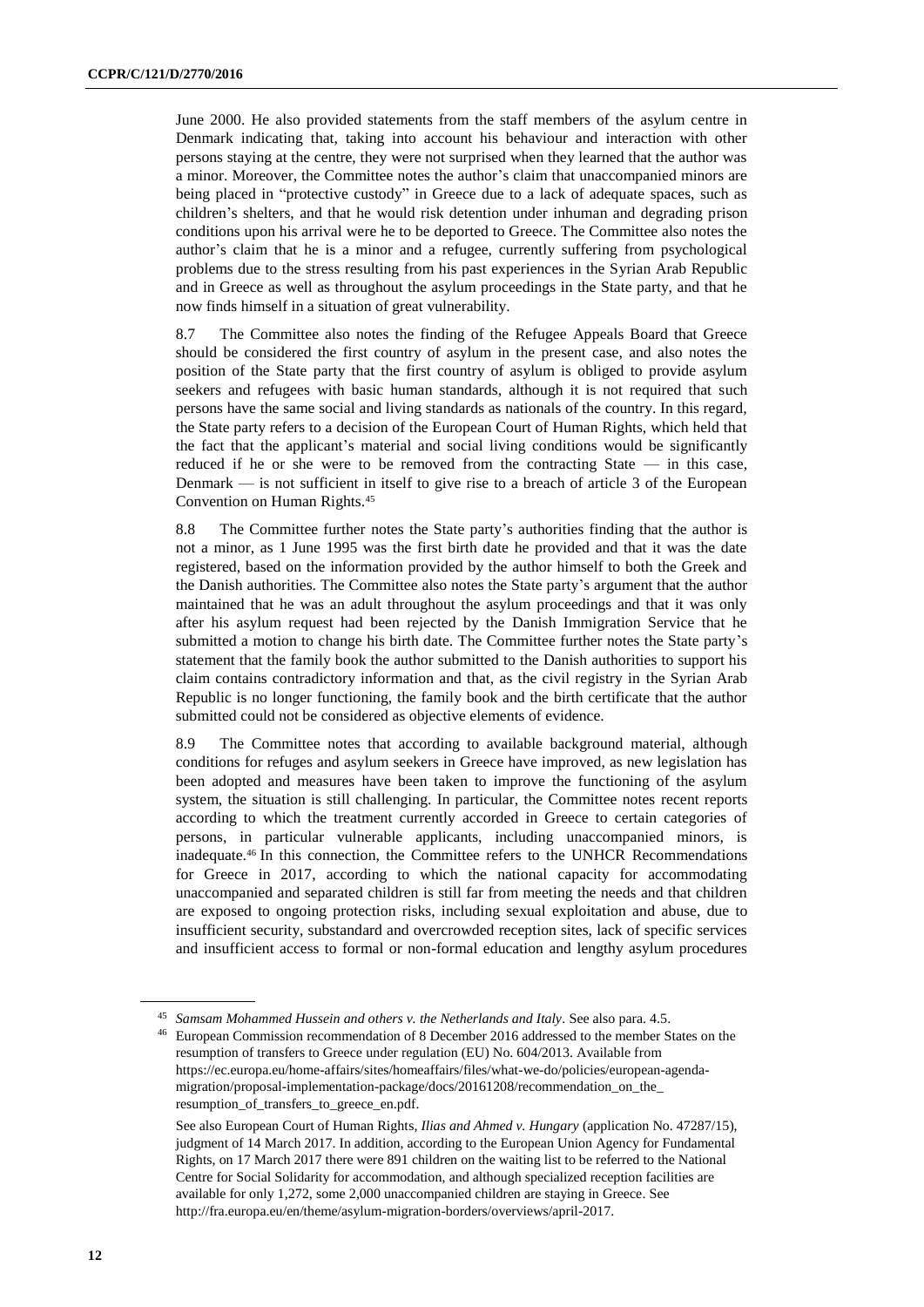June 2000. He also provided statements from the staff members of the asylum centre in Denmark indicating that, taking into account his behaviour and interaction with other persons staying at the centre, they were not surprised when they learned that the author was a minor. Moreover, the Committee notes the author's claim that unaccompanied minors are being placed in "protective custody" in Greece due to a lack of adequate spaces, such as children's shelters, and that he would risk detention under inhuman and degrading prison conditions upon his arrival were he to be deported to Greece. The Committee also notes the author's claim that he is a minor and a refugee, currently suffering from psychological problems due to the stress resulting from his past experiences in the Syrian Arab Republic and in Greece as well as throughout the asylum proceedings in the State party, and that he now finds himself in a situation of great vulnerability.

8.7 The Committee also notes the finding of the Refugee Appeals Board that Greece should be considered the first country of asylum in the present case, and also notes the position of the State party that the first country of asylum is obliged to provide asylum seekers and refugees with basic human standards, although it is not required that such persons have the same social and living standards as nationals of the country. In this regard, the State party refers to a decision of the European Court of Human Rights, which held that the fact that the applicant's material and social living conditions would be significantly reduced if he or she were to be removed from the contracting State — in this case, Denmark — is not sufficient in itself to give rise to a breach of article 3 of the European Convention on Human Rights.[45]

8.8 The Committee further notes the State party's authorities finding that the author is not a minor, as 1 June 1995 was the first birth date he provided and that it was the date registered, based on the information provided by the author himself to both the Greek and the Danish authorities. The Committee also notes the State party's argument that the author maintained that he was an adult throughout the asylum proceedings and that it was only after his asylum request had been rejected by the Danish Immigration Service that he submitted a motion to change his birth date. The Committee further notes the State party's statement that the family book the author submitted to the Danish authorities to support his claim contains contradictory information and that, as the civil registry in the Syrian Arab Republic is no longer functioning, the family book and the birth certificate that the author submitted could not be considered as objective elements of evidence.

8.9 The Committee notes that according to available background material, although conditions for refugees and asylum seekers in Greece have improved, as new legislation has been adopted and measures have been taken to improve the functioning of the asylum system, the situation is still challenging. In particular, the Committee notes recent reports according to which the treatment currently accorded in Greece to certain categories of persons, in particular vulnerable applicants, including unaccompanied minors, is inadequate.[46] In this connection, the Committee refers to the UNHCR Recommendations for Greece in 2017, according to which the national capacity for accommodating unaccompanied and separated children is still far from meeting the needs and that children are exposed to ongoing protection risks, including sexual exploitation and abuse, due to insufficient security, substandard and overcrowded reception sites, lack of specific services and insufficient access to formal or non-formal education and lengthy asylum procedures

---

[45] *Samsam Mohammed Hussein and others v. the Netherlands and Italy*. See also para. 4.5.

[46] European Commission recommendation of 8 December 2016 addressed to the member States on the resumption of transfers to Greece under regulation (EU) No. 604/2013. Available from https://ec.europa.eu/home-affairs/sites/homeaffairs/files/what-we-do/policies/european-agenda-migration/proposal-implementation-package/docs/20161208/recommendation_on_the_resumption_of_transfers_to_greece_en.pdf.

See also European Court of Human Rights, *Ilias and Ahmed v. Hungary* (application No. 47287/15), judgment of 14 March 2017. In addition, according to the European Union Agency for Fundamental Rights, on 17 March 2017 there were 891 children on the waiting list to be referred to the National Centre for Social Solidarity for accommodation, and although specialized reception facilities are available for only 1,272, some 2,000 unaccompanied children are staying in Greece. See http://fra.europa.eu/en/theme/asylum-migration-borders/overviews/april-2017.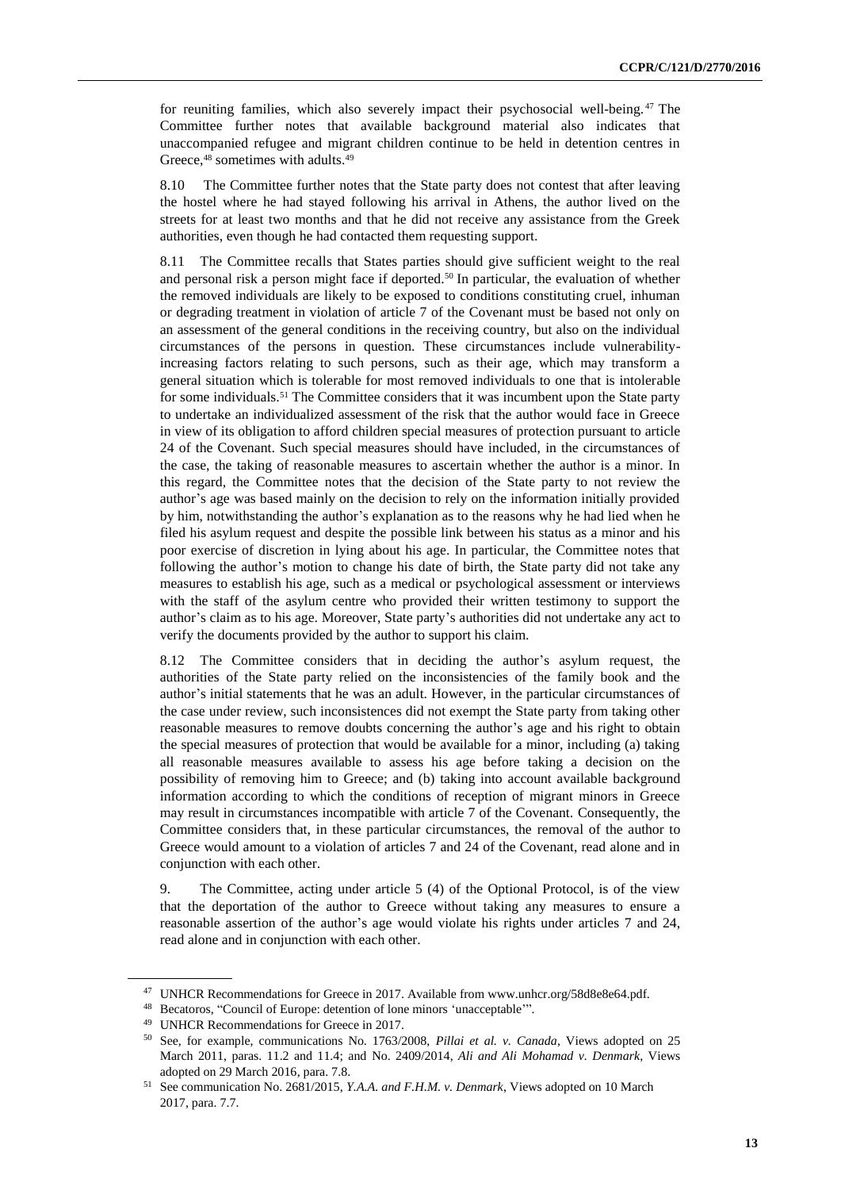for reuniting families, which also severely impact their psychosocial well-being.[47] The Committee further notes that available background material also indicates that unaccompanied refugee and migrant children continue to be held in detention centres in Greece,[48] sometimes with adults.[49]

8.10 The Committee further notes that the State party does not contest that after leaving the hostel where he had stayed following his arrival in Athens, the author lived on the streets for at least two months and that he did not receive any assistance from the Greek authorities, even though he had contacted them requesting support.

8.11 The Committee recalls that States parties should give sufficient weight to the real and personal risk a person might face if deported.[50] In particular, the evaluation of whether the removed individuals are likely to be exposed to conditions constituting cruel, inhuman or degrading treatment in violation of article 7 of the Covenant must be based not only on an assessment of the general conditions in the receiving country, but also on the individual circumstances of the persons in question. These circumstances include vulnerability-increasing factors relating to such persons, such as their age, which may transform a general situation which is tolerable for most removed individuals to one that is intolerable for some individuals.[51] The Committee considers that it was incumbent upon the State party to undertake an individualized assessment of the risk that the author would face in Greece in view of its obligation to afford children special measures of protection pursuant to article 24 of the Covenant. Such special measures should have included, in the circumstances of the case, the taking of reasonable measures to ascertain whether the author is a minor. In this regard, the Committee notes that the decision of the State party to not review the author's age was based mainly on the decision to rely on the information initially provided by him, notwithstanding the author's explanation as to the reasons why he had lied when he filed his asylum request and despite the possible link between his status as a minor and his poor exercise of discretion in lying about his age. In particular, the Committee notes that following the author's motion to change his date of birth, the State party did not take any measures to establish his age, such as a medical or psychological assessment or interviews with the staff of the asylum centre who provided their written testimony to support the author's claim as to his age. Moreover, State party's authorities did not undertake any act to verify the documents provided by the author to support his claim.

8.12 The Committee considers that in deciding the author's asylum request, the authorities of the State party relied on the inconsistencies of the family book and the author's initial statements that he was an adult. However, in the particular circumstances of the case under review, such inconsistences did not exempt the State party from taking other reasonable measures to remove doubts concerning the author's age and his right to obtain the special measures of protection that would be available for a minor, including (a) taking all reasonable measures available to assess his age before taking a decision on the possibility of removing him to Greece; and (b) taking into account available background information according to which the conditions of reception of migrant minors in Greece may result in circumstances incompatible with article 7 of the Covenant. Consequently, the Committee considers that, in these particular circumstances, the removal of the author to Greece would amount to a violation of articles 7 and 24 of the Covenant, read alone and in conjunction with each other.

9. The Committee, acting under article 5 (4) of the Optional Protocol, is of the view that the deportation of the author to Greece without taking any measures to ensure a reasonable assertion of the author's age would violate his rights under articles 7 and 24, read alone and in conjunction with each other.

---

[47] UNHCR Recommendations for Greece in 2017. Available from www.unhcr.org/58d8e8e64.pdf.

[48] Becatoros, "Council of Europe: detention of lone minors 'unacceptable'".

[49] UNHCR Recommendations for Greece in 2017.

[50] See, for example, communications No. 1763/2008, *Pillai et al. v. Canada*, Views adopted on 25 March 2011, paras. 11.2 and 11.4; and No. 2409/2014, *Ali and Ali Mohamad v. Denmark*, Views adopted on 29 March 2016, para. 7.8.

[51] See communication No. 2681/2015, *Y.A.A. and F.H.M. v. Denmark*, Views adopted on 10 March 2017, para. 7.7.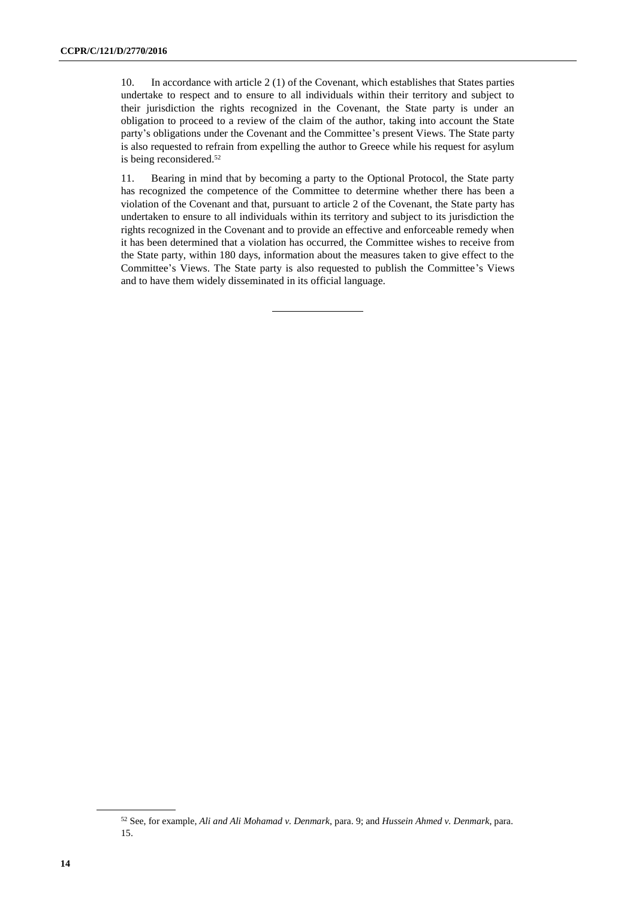10. In accordance with article 2 (1) of the Covenant, which establishes that States parties undertake to respect and to ensure to all individuals within their territory and subject to their jurisdiction the rights recognized in the Covenant, the State party is under an obligation to proceed to a review of the claim of the author, taking into account the State party's obligations under the Covenant and the Committee's present Views. The State party is also requested to refrain from expelling the author to Greece while his request for asylum is being reconsidered.[52]

11. Bearing in mind that by becoming a party to the Optional Protocol, the State party has recognized the competence of the Committee to determine whether there has been a violation of the Covenant and that, pursuant to article 2 of the Covenant, the State party has undertaken to ensure to all individuals within its territory and subject to its jurisdiction the rights recognized in the Covenant and to provide an effective and enforceable remedy when it has been determined that a violation has occurred, the Committee wishes to receive from the State party, within 180 days, information about the measures taken to give effect to the Committee's Views. The State party is also requested to publish the Committee's Views and to have them widely disseminated in its official language.

---

[52] See, for example, *Ali and Ali Mohamad v. Denmark*, para. 9; and *Hussein Ahmed v. Denmark*, para. 15.